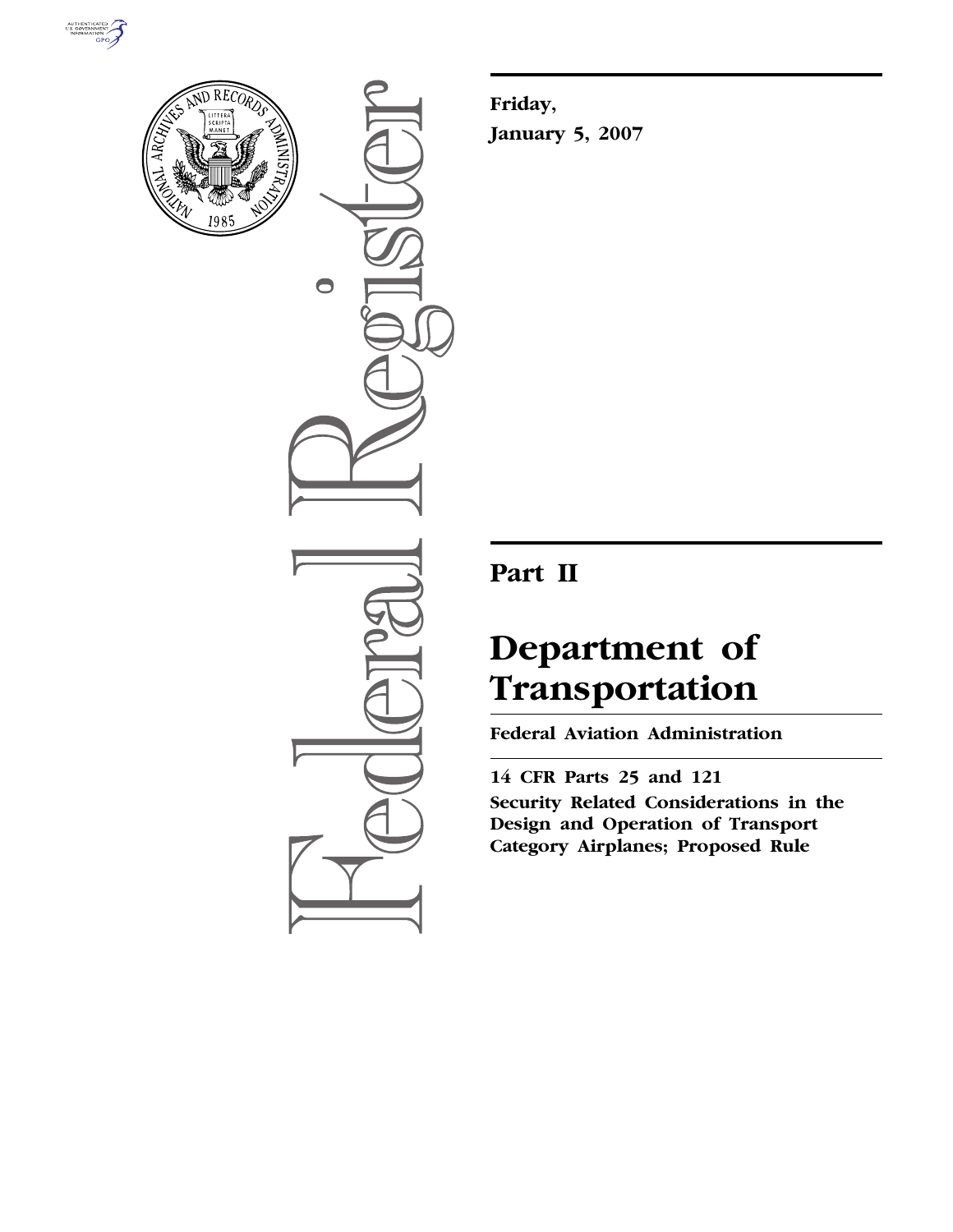Friday,

January 5, 2007

## Part II

# Department of Transportation

## Federal Aviation Administration

**14 CFR Parts 25 and 121**

**Security Related Considerations in the Design and Operation of Transport Category Airplanes; Proposed Rule**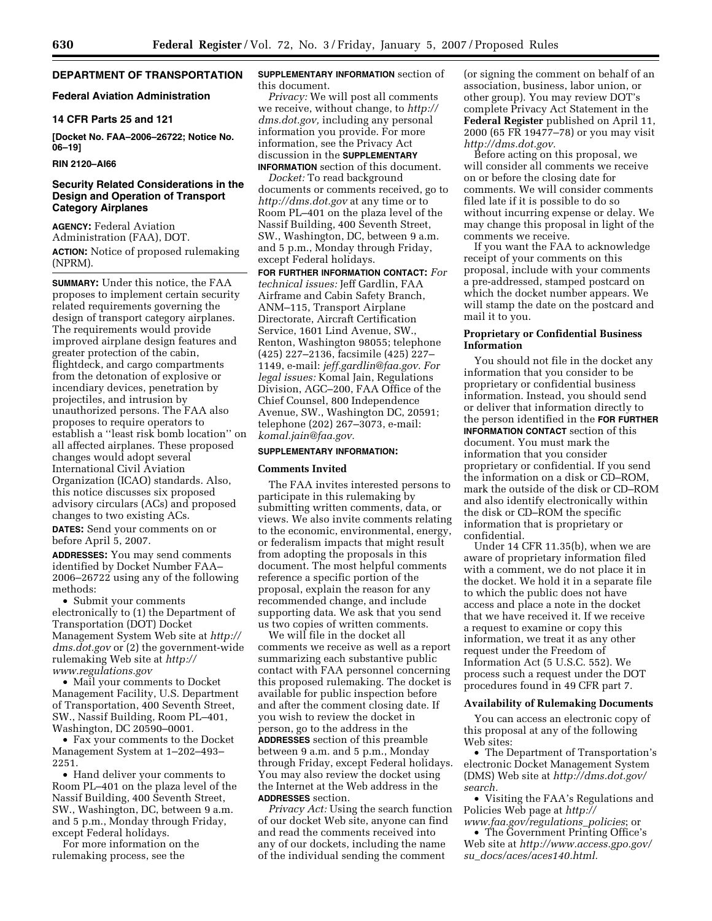**DEPARTMENT OF TRANSPORTATION**

**Federal Aviation Administration**

**14 CFR Parts 25 and 121**

**[Docket No. FAA–2006–26722; Notice No. 06–19]**

**RIN 2120–AI66**

## Security Related Considerations in the Design and Operation of Transport Category Airplanes

**AGENCY:** Federal Aviation Administration (FAA), DOT.

**ACTION:** Notice of proposed rulemaking (NPRM).

**SUMMARY:** Under this notice, the FAA proposes to implement certain security related requirements governing the design of transport category airplanes. The requirements would provide improved airplane design features and greater protection of the cabin, flightdeck, and cargo compartments from the detonation of explosive or incendiary devices, penetration by projectiles, and intrusion by unauthorized persons. The FAA also proposes to require operators to establish a ''least risk bomb location'' on all affected airplanes. These proposed changes would adopt several International Civil Aviation Organization (ICAO) standards. Also, this notice discusses six proposed advisory circulars (ACs) and proposed changes to two existing ACs.

**DATES:** Send your comments on or before April 5, 2007.

**ADDRESSES:** You may send comments identified by Docket Number FAA–2006–26722 using any of the following methods:

- Submit your comments electronically to (1) the Department of Transportation (DOT) Docket Management System Web site at *http://dms.dot.gov* or (2) the government-wide rulemaking Web site at *http://www.regulations.gov*
- Mail your comments to Docket Management Facility, U.S. Department of Transportation, 400 Seventh Street, SW., Nassif Building, Room PL–401, Washington, DC 20590–0001.
- Fax your comments to the Docket Management System at 1–202–493–2251.
- Hand deliver your comments to Room PL–401 on the plaza level of the Nassif Building, 400 Seventh Street, SW., Washington, DC, between 9 a.m. and 5 p.m., Monday through Friday, except Federal holidays.

For more information on the rulemaking process, see the **SUPPLEMENTARY INFORMATION** section of this document.

*Privacy:* We will post all comments we receive, without change, to *http://dms.dot.gov,* including any personal information you provide. For more information, see the Privacy Act discussion in the **SUPPLEMENTARY INFORMATION** section of this document.

*Docket:* To read background documents or comments received, go to *http://dms.dot.gov* at any time or to Room PL–401 on the plaza level of the Nassif Building, 400 Seventh Street, SW., Washington, DC, between 9 a.m. and 5 p.m., Monday through Friday, except Federal holidays.

**FOR FURTHER INFORMATION CONTACT:** *For technical issues:* Jeff Gardlin, FAA Airframe and Cabin Safety Branch, ANM–115, Transport Airplane Directorate, Aircraft Certification Service, 1601 Lind Avenue, SW., Renton, Washington 98055; telephone (425) 227–2136, facsimile (425) 227–1149, e-mail: *jeff.gardlin@faa.gov. For legal issues:* Komal Jain, Regulations Division, AGC–200, FAA Office of the Chief Counsel, 800 Independence Avenue, SW., Washington DC, 20591; telephone (202) 267–3073, e-mail: *komal.jain@faa.gov.*

**SUPPLEMENTARY INFORMATION:**

### Comments Invited

The FAA invites interested persons to participate in this rulemaking by submitting written comments, data, or views. We also invite comments relating to the economic, environmental, energy, or federalism impacts that might result from adopting the proposals in this document. The most helpful comments reference a specific portion of the proposal, explain the reason for any recommended change, and include supporting data. We ask that you send us two copies of written comments.

We will file in the docket all comments we receive as well as a report summarizing each substantive public contact with FAA personnel concerning this proposed rulemaking. The docket is available for public inspection before and after the comment closing date. If you wish to review the docket in person, go to the address in the **ADDRESSES** section of this preamble between 9 a.m. and 5 p.m., Monday through Friday, except Federal holidays. You may also review the docket using the Internet at the Web address in the **ADDRESSES** section.

*Privacy Act:* Using the search function of our docket Web site, anyone can find and read the comments received into any of our dockets, including the name of the individual sending the comment (or signing the comment on behalf of an association, business, labor union, or other group). You may review DOT's complete Privacy Act Statement in the **Federal Register** published on April 11, 2000 (65 FR 19477–78) or you may visit *http://dms.dot.gov.*

Before acting on this proposal, we will consider all comments we receive on or before the closing date for comments. We will consider comments filed late if it is possible to do so without incurring expense or delay. We may change this proposal in light of the comments we receive.

If you want the FAA to acknowledge receipt of your comments on this proposal, include with your comments a pre-addressed, stamped postcard on which the docket number appears. We will stamp the date on the postcard and mail it to you.

### Proprietary or Confidential Business Information

You should not file in the docket any information that you consider to be proprietary or confidential business information. Instead, you should send or deliver that information directly to the person identified in the **FOR FURTHER INFORMATION CONTACT** section of this document. You must mark the information that you consider proprietary or confidential. If you send the information on a disk or CD–ROM, mark the outside of the disk or CD–ROM and also identify electronically within the disk or CD–ROM the specific information that is proprietary or confidential.

Under 14 CFR 11.35(b), when we are aware of proprietary information filed with a comment, we do not place it in the docket. We hold it in a separate file to which the public does not have access and place a note in the docket that we have received it. If we receive a request to examine or copy this information, we treat it as any other request under the Freedom of Information Act (5 U.S.C. 552). We process such a request under the DOT procedures found in 49 CFR part 7.

### Availability of Rulemaking Documents

You can access an electronic copy of this proposal at any of the following Web sites:

- The Department of Transportation's electronic Docket Management System (DMS) Web site at *http://dms.dot.gov/search.*
- Visiting the FAA's Regulations and Policies Web page at *http://www.faa.gov/regulations_policies*; or
- The Government Printing Office's Web site at *http://www.access.gpo.gov/su_docs/aces/aces140.html.*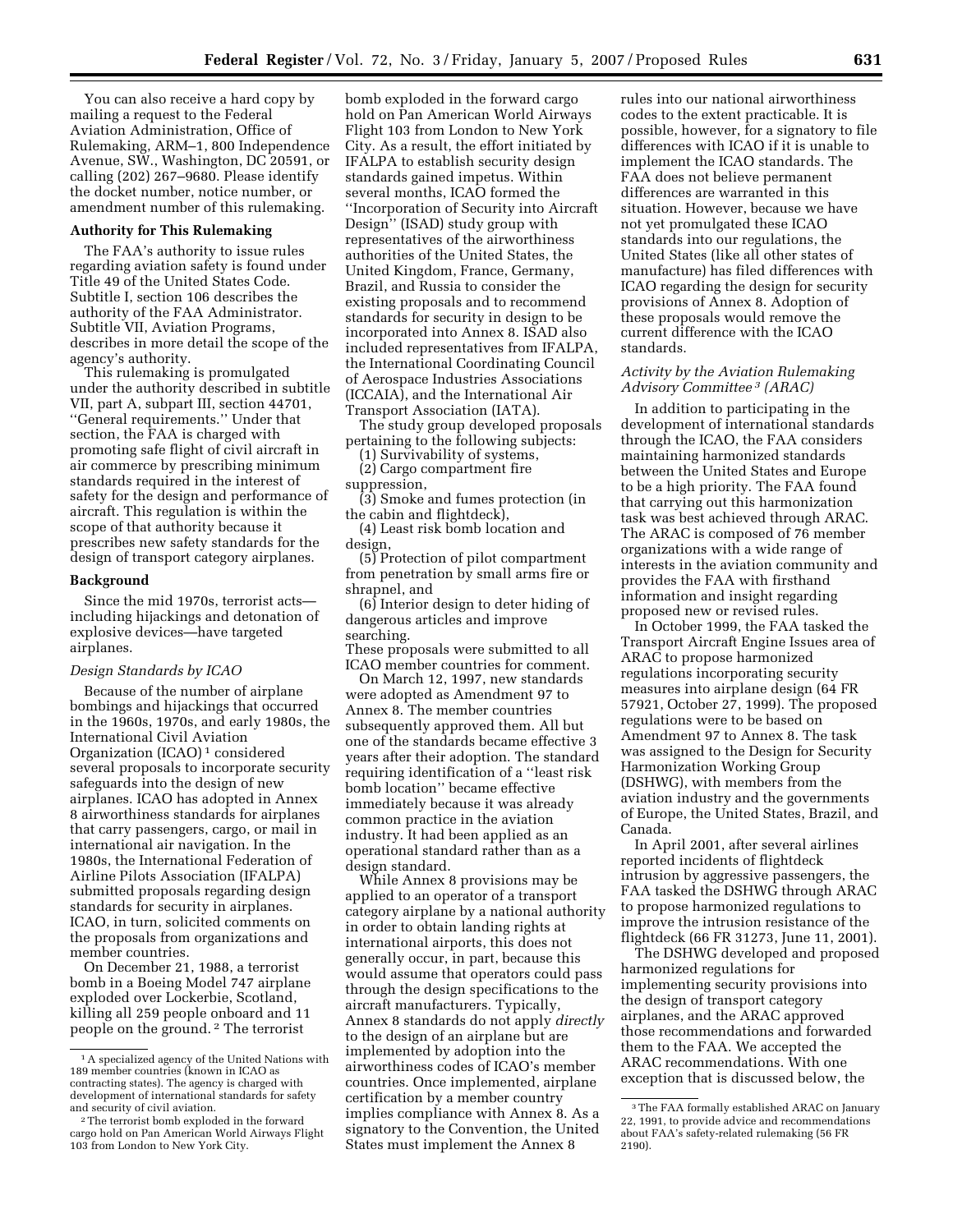You can also receive a hard copy by mailing a request to the Federal Aviation Administration, Office of Rulemaking, ARM–1, 800 Independence Avenue, SW., Washington, DC 20591, or calling (202) 267–9680. Please identify the docket number, notice number, or amendment number of this rulemaking.

**Authority for This Rulemaking**

The FAA's authority to issue rules regarding aviation safety is found under Title 49 of the United States Code. Subtitle I, section 106 describes the authority of the FAA Administrator. Subtitle VII, Aviation Programs, describes in more detail the scope of the agency's authority.

This rulemaking is promulgated under the authority described in subtitle VII, part A, subpart III, section 44701, ''General requirements.'' Under that section, the FAA is charged with promoting safe flight of civil aircraft in air commerce by prescribing minimum standards required in the interest of safety for the design and performance of aircraft. This regulation is within the scope of that authority because it prescribes new safety standards for the design of transport category airplanes.

**Background**

Since the mid 1970s, terrorist acts—including hijackings and detonation of explosive devices—have targeted airplanes.

*Design Standards by ICAO*

Because of the number of airplane bombings and hijackings that occurred in the 1960s, 1970s, and early 1980s, the International Civil Aviation Organization (ICAO) [1] considered several proposals to incorporate security safeguards into the design of new airplanes. ICAO has adopted in Annex 8 airworthiness standards for airplanes that carry passengers, cargo, or mail in international air navigation. In the 1980s, the International Federation of Airline Pilots Association (IFALPA) submitted proposals regarding design standards for security in airplanes. ICAO, in turn, solicited comments on the proposals from organizations and member countries.

On December 21, 1988, a terrorist bomb in a Boeing Model 747 airplane exploded over Lockerbie, Scotland, killing all 259 people onboard and 11 people on the ground. [2] The terrorist bomb exploded in the forward cargo hold on Pan American World Airways Flight 103 from London to New York City. As a result, the effort initiated by IFALPA to establish security design standards gained impetus. Within several months, ICAO formed the ''Incorporation of Security into Aircraft Design'' (ISAD) study group with representatives of the airworthiness authorities of the United States, the United Kingdom, France, Germany, Brazil, and Russia to consider the existing proposals and to recommend standards for security in design to be incorporated into Annex 8. ISAD also included representatives from IFALPA, the International Coordinating Council of Aerospace Industries Associations (ICCAIA), and the International Air Transport Association (IATA).

The study group developed proposals pertaining to the following subjects:

(1) Survivability of systems,
(2) Cargo compartment fire suppression,
(3) Smoke and fumes protection (in the cabin and flightdeck),
(4) Least risk bomb location and design,
(5) Protection of pilot compartment from penetration by small arms fire or shrapnel, and
(6) Interior design to deter hiding of dangerous articles and improve searching.

These proposals were submitted to all ICAO member countries for comment.

On March 12, 1997, new standards were adopted as Amendment 97 to Annex 8. The member countries subsequently approved them. All but one of the standards became effective 3 years after their adoption. The standard requiring identification of a ''least risk bomb location'' became effective immediately because it was already common practice in the aviation industry. It had been applied as an operational standard rather than as a design standard.

While Annex 8 provisions may be applied to an operator of a transport category airplane by a national authority in order to obtain landing rights at international airports, this does not generally occur, in part, because this would assume that operators could pass through the design specifications to the aircraft manufacturers. Typically, Annex 8 standards do not apply *directly* to the design of an airplane but are implemented by adoption into the airworthiness codes of ICAO's member countries. Once implemented, airplane certification by a member country implies compliance with Annex 8. As a signatory to the Convention, the United States must implement the Annex 8 rules into our national airworthiness codes to the extent practicable. It is possible, however, for a signatory to file differences with ICAO if it is unable to implement the ICAO standards. The FAA does not believe permanent differences are warranted in this situation. However, because we have not yet promulgated these ICAO standards into our regulations, the United States (like all other states of manufacture) has filed differences with ICAO regarding the design for security provisions of Annex 8. Adoption of these proposals would remove the current difference with the ICAO standards.

*Activity by the Aviation Rulemaking Advisory Committee [3] (ARAC)*

In addition to participating in the development of international standards through the ICAO, the FAA considers maintaining harmonized standards between the United States and Europe to be a high priority. The FAA found that carrying out this harmonization task was best achieved through ARAC. The ARAC is composed of 76 member organizations with a wide range of interests in the aviation community and provides the FAA with firsthand information and insight regarding proposed new or revised rules.

In October 1999, the FAA tasked the Transport Aircraft Engine Issues area of ARAC to propose harmonized regulations incorporating security measures into airplane design (64 FR 57921, October 27, 1999). The proposed regulations were to be based on Amendment 97 to Annex 8. The task was assigned to the Design for Security Harmonization Working Group (DSHWG), with members from the aviation industry and the governments of Europe, the United States, Brazil, and Canada.

In April 2001, after several airlines reported incidents of flightdeck intrusion by aggressive passengers, the FAA tasked the DSHWG through ARAC to propose harmonized regulations to improve the intrusion resistance of the flightdeck (66 FR 31273, June 11, 2001).

The DSHWG developed and proposed harmonized regulations for implementing security provisions into the design of transport category airplanes, and the ARAC approved those recommendations and forwarded them to the FAA. We accepted the ARAC recommendations. With one exception that is discussed below, the

---

[1] A specialized agency of the United Nations with 189 member countries (known in ICAO as contracting states). The agency is charged with development of international standards for safety and security of civil aviation.

[2] The terrorist bomb exploded in the forward cargo hold on Pan American World Airways Flight 103 from London to New York City.

[3] The FAA formally established ARAC on January 22, 1991, to provide advice and recommendations about FAA's safety-related rulemaking (56 FR 2190).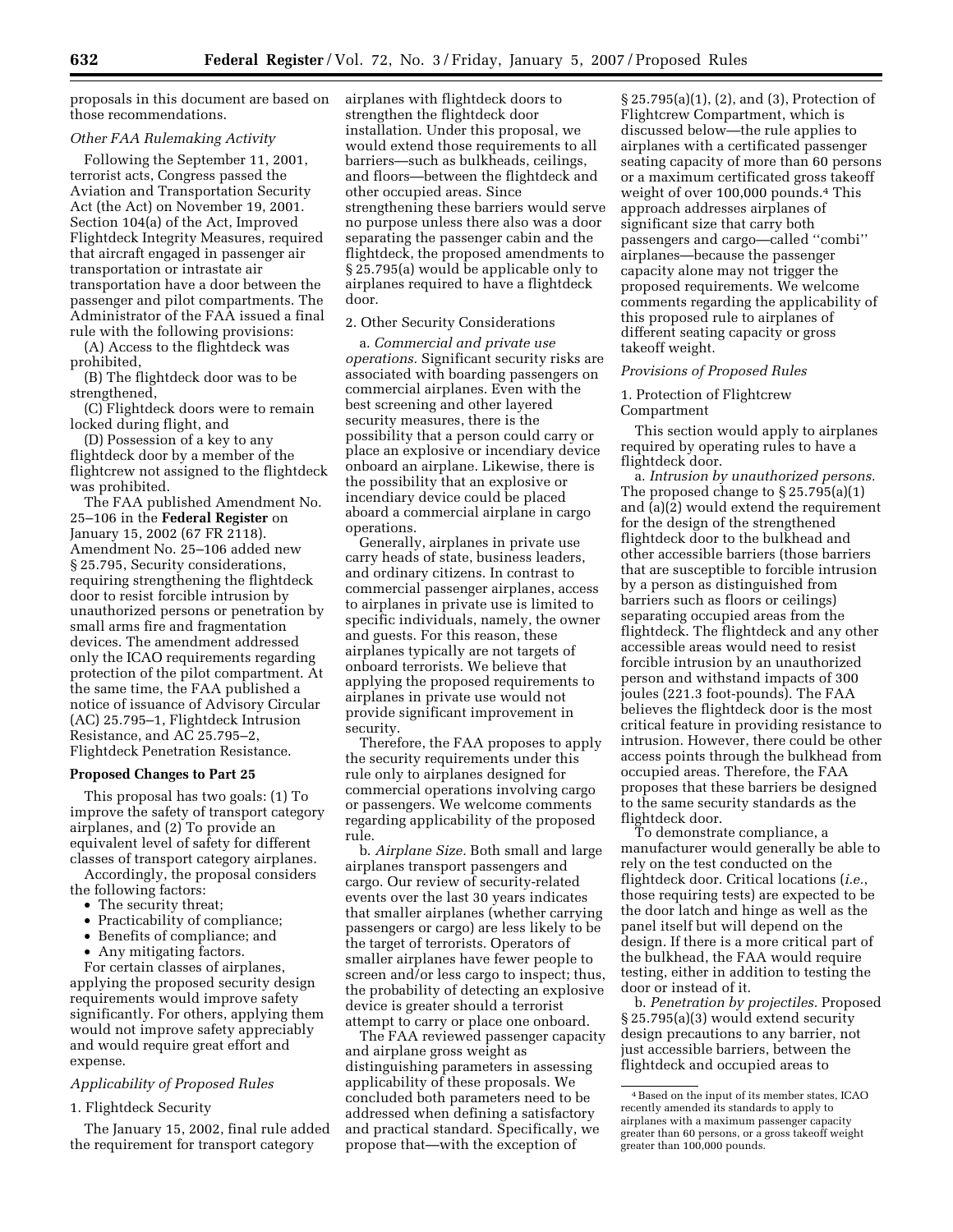proposals in this document are based on those recommendations.

*Other FAA Rulemaking Activity*

Following the September 11, 2001, terrorist acts, Congress passed the Aviation and Transportation Security Act (the Act) on November 19, 2001. Section 104(a) of the Act, Improved Flightdeck Integrity Measures, required that aircraft engaged in passenger air transportation or intrastate air transportation have a door between the passenger and pilot compartments. The Administrator of the FAA issued a final rule with the following provisions:

(A) Access to the flightdeck was prohibited,

(B) The flightdeck door was to be strengthened,

(C) Flightdeck doors were to remain locked during flight, and

(D) Possession of a key to any flightdeck door by a member of the flightcrew not assigned to the flightdeck was prohibited.

The FAA published Amendment No. 25–106 in the **Federal Register** on January 15, 2002 (67 FR 2118). Amendment No. 25–106 added new § 25.795, Security considerations, requiring strengthening the flightdeck door to resist forcible intrusion by unauthorized persons or penetration by small arms fire and fragmentation devices. The amendment addressed only the ICAO requirements regarding protection of the pilot compartment. At the same time, the FAA published a notice of issuance of Advisory Circular (AC) 25.795–1, Flightdeck Intrusion Resistance, and AC 25.795–2, Flightdeck Penetration Resistance.

## Proposed Changes to Part 25

This proposal has two goals: (1) To improve the safety of transport category airplanes, and (2) To provide an equivalent level of safety for different classes of transport category airplanes.

Accordingly, the proposal considers the following factors:

- The security threat;
- Practicability of compliance;
- Benefits of compliance; and
- Any mitigating factors.

For certain classes of airplanes, applying the proposed security design requirements would improve safety significantly. For others, applying them would not improve safety appreciably and would require great effort and expense.

*Applicability of Proposed Rules*

1. Flightdeck Security

The January 15, 2002, final rule added the requirement for transport category airplanes with flightdeck doors to strengthen the flightdeck door installation. Under this proposal, we would extend those requirements to all barriers—such as bulkheads, ceilings, and floors—between the flightdeck and other occupied areas. Since strengthening these barriers would serve no purpose unless there also was a door separating the passenger cabin and the flightdeck, the proposed amendments to § 25.795(a) would be applicable only to airplanes required to have a flightdeck door.

2. Other Security Considerations

a. *Commercial and private use operations.* Significant security risks are associated with boarding passengers on commercial airplanes. Even with the best screening and other layered security measures, there is the possibility that a person could carry or place an explosive or incendiary device onboard an airplane. Likewise, there is the possibility that an explosive or incendiary device could be placed aboard a commercial airplane in cargo operations.

Generally, airplanes in private use carry heads of state, business leaders, and ordinary citizens. In contrast to commercial passenger airplanes, access to airplanes in private use is limited to specific individuals, namely, the owner and guests. For this reason, these airplanes typically are not targets of onboard terrorists. We believe that applying the proposed requirements to airplanes in private use would not provide significant improvement in security.

Therefore, the FAA proposes to apply the security requirements under this rule only to airplanes designed for commercial operations involving cargo or passengers. We welcome comments regarding applicability of the proposed rule.

b. *Airplane Size.* Both small and large airplanes transport passengers and cargo. Our review of security-related events over the last 30 years indicates that smaller airplanes (whether carrying passengers or cargo) are less likely to be the target of terrorists. Operators of smaller airplanes have fewer people to screen and/or less cargo to inspect; thus, the probability of detecting an explosive device is greater should a terrorist attempt to carry or place one onboard.

The FAA reviewed passenger capacity and airplane gross weight as distinguishing parameters in assessing applicability of these proposals. We concluded both parameters need to be addressed when defining a satisfactory and practical standard. Specifically, we propose that—with the exception of § 25.795(a)(1), (2), and (3), Protection of Flightcrew Compartment, which is discussed below—the rule applies to airplanes with a certificated passenger seating capacity of more than 60 persons or a maximum certificated gross takeoff weight of over 100,000 pounds.[4] This approach addresses airplanes of significant size that carry both passengers and cargo—called "combi" airplanes—because the passenger capacity alone may not trigger the proposed requirements. We welcome comments regarding the applicability of this proposed rule to airplanes of different seating capacity or gross takeoff weight.

*Provisions of Proposed Rules*

1. Protection of Flightcrew Compartment

This section would apply to airplanes required by operating rules to have a flightdeck door.

a. *Intrusion by unauthorized persons.* The proposed change to § 25.795(a)(1) and (a)(2) would extend the requirement for the design of the strengthened flightdeck door to the bulkhead and other accessible barriers (those barriers that are susceptible to forcible intrusion by a person as distinguished from barriers such as floors or ceilings) separating occupied areas from the flightdeck. The flightdeck and any other accessible areas would need to resist forcible intrusion by an unauthorized person and withstand impacts of 300 joules (221.3 foot-pounds). The FAA believes the flightdeck door is the most critical feature in providing resistance to intrusion. However, there could be other access points through the bulkhead from occupied areas. Therefore, the FAA proposes that these barriers be designed to the same security standards as the flightdeck door.

To demonstrate compliance, a manufacturer would generally be able to rely on the test conducted on the flightdeck door. Critical locations (*i.e.*, those requiring tests) are expected to be the door latch and hinge as well as the panel itself but will depend on the design. If there is a more critical part of the bulkhead, the FAA would require testing, either in addition to testing the door or instead of it.

b. *Penetration by projectiles.* Proposed § 25.795(a)(3) would extend security design precautions to any barrier, not just accessible barriers, between the flightdeck and occupied areas to

---

[4] Based on the input of its member states, ICAO recently amended its standards to apply to airplanes with a maximum passenger capacity greater than 60 persons, or a gross takeoff weight greater than 100,000 pounds.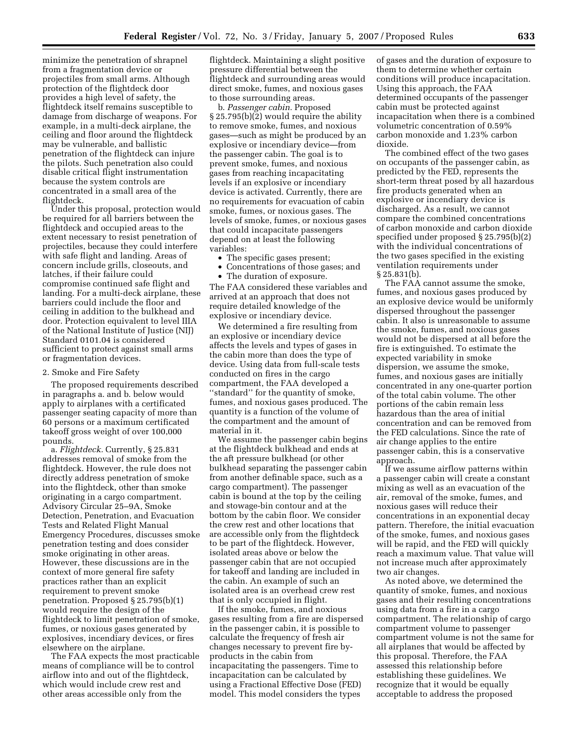minimize the penetration of shrapnel from a fragmentation device or projectiles from small arms. Although protection of the flightdeck door provides a high level of safety, the flightdeck itself remains susceptible to damage from discharge of weapons. For example, in a multi-deck airplane, the ceiling and floor around the flightdeck may be vulnerable, and ballistic penetration of the flightdeck can injure the pilots. Such penetration also could disable critical flight instrumentation because the system controls are concentrated in a small area of the flightdeck.

Under this proposal, protection would be required for all barriers between the flightdeck and occupied areas to the extent necessary to resist penetration of projectiles, because they could interfere with safe flight and landing. Areas of concern include grills, closeouts, and latches, if their failure could compromise continued safe flight and landing. For a multi-deck airplane, these barriers could include the floor and ceiling in addition to the bulkhead and door. Protection equivalent to level IIIA of the National Institute of Justice (NIJ) Standard 0101.04 is considered sufficient to protect against small arms or fragmentation devices.

2. Smoke and Fire Safety

The proposed requirements described in paragraphs a. and b. below would apply to airplanes with a certificated passenger seating capacity of more than 60 persons or a maximum certificated takeoff gross weight of over 100,000 pounds.

a. *Flightdeck.* Currently, § 25.831 addresses removal of smoke from the flightdeck. However, the rule does not directly address penetration of smoke into the flightdeck, other than smoke originating in a cargo compartment. Advisory Circular 25–9A, Smoke Detection, Penetration, and Evacuation Tests and Related Flight Manual Emergency Procedures, discusses smoke penetration testing and does consider smoke originating in other areas. However, these discussions are in the context of more general fire safety practices rather than an explicit requirement to prevent smoke penetration. Proposed § 25.795(b)(1) would require the design of the flightdeck to limit penetration of smoke, fumes, or noxious gases generated by explosives, incendiary devices, or fires elsewhere on the airplane.

The FAA expects the most practicable means of compliance will be to control airflow into and out of the flightdeck, which would include crew rest and other areas accessible only from the flightdeck. Maintaining a slight positive pressure differential between the flightdeck and surrounding areas would direct smoke, fumes, and noxious gases to those surrounding areas.

b. *Passenger cabin.* Proposed § 25.795(b)(2) would require the ability to remove smoke, fumes, and noxious gases—such as might be produced by an explosive or incendiary device—from the passenger cabin. The goal is to prevent smoke, fumes, and noxious gases from reaching incapacitating levels if an explosive or incendiary device is activated. Currently, there are no requirements for evacuation of cabin smoke, fumes, or noxious gases. The levels of smoke, fumes, or noxious gases that could incapacitate passengers depend on at least the following variables:

- The specific gases present;
- Concentrations of those gases; and
- The duration of exposure.

The FAA considered these variables and arrived at an approach that does not require detailed knowledge of the explosive or incendiary device.

We determined a fire resulting from an explosive or incendiary device affects the levels and types of gases in the cabin more than does the type of device. Using data from full-scale tests conducted on fires in the cargo compartment, the FAA developed a ''standard'' for the quantity of smoke, fumes, and noxious gases produced. The quantity is a function of the volume of the compartment and the amount of material in it.

We assume the passenger cabin begins at the flightdeck bulkhead and ends at the aft pressure bulkhead (or other bulkhead separating the passenger cabin from another definable space, such as a cargo compartment). The passenger cabin is bound at the top by the ceiling and stowage-bin contour and at the bottom by the cabin floor. We consider the crew rest and other locations that are accessible only from the flightdeck to be part of the flightdeck. However, isolated areas above or below the passenger cabin that are not occupied for takeoff and landing are included in the cabin. An example of such an isolated area is an overhead crew rest that is only occupied in flight.

If the smoke, fumes, and noxious gases resulting from a fire are dispersed in the passenger cabin, it is possible to calculate the frequency of fresh air changes necessary to prevent fire by-products in the cabin from incapacitating the passengers. Time to incapacitation can be calculated by using a Fractional Effective Dose (FED) model. This model considers the types of gases and the duration of exposure to them to determine whether certain conditions will produce incapacitation. Using this approach, the FAA determined occupants of the passenger cabin must be protected against incapacitation when there is a combined volumetric concentration of 0.59% carbon monoxide and 1.23% carbon dioxide.

The combined effect of the two gases on occupants of the passenger cabin, as predicted by the FED, represents the short-term threat posed by all hazardous fire products generated when an explosive or incendiary device is discharged. As a result, we cannot compare the combined concentrations of carbon monoxide and carbon dioxide specified under proposed § 25.795(b)(2) with the individual concentrations of the two gases specified in the existing ventilation requirements under § 25.831(b).

The FAA cannot assume the smoke, fumes, and noxious gases produced by an explosive device would be uniformly dispersed throughout the passenger cabin. It also is unreasonable to assume the smoke, fumes, and noxious gases would not be dispersed at all before the fire is extinguished. To estimate the expected variability in smoke dispersion, we assume the smoke, fumes, and noxious gases are initially concentrated in any one-quarter portion of the total cabin volume. The other portions of the cabin remain less hazardous than the area of initial concentration and can be removed from the FED calculations. Since the rate of air change applies to the entire passenger cabin, this is a conservative approach.

If we assume airflow patterns within a passenger cabin will create a constant mixing as well as an evacuation of the air, removal of the smoke, fumes, and noxious gases will reduce their concentrations in an exponential decay pattern. Therefore, the initial evacuation of the smoke, fumes, and noxious gases will be rapid, and the FED will quickly reach a maximum value. That value will not increase much after approximately two air changes.

As noted above, we determined the quantity of smoke, fumes, and noxious gases and their resulting concentrations using data from a fire in a cargo compartment. The relationship of cargo compartment volume to passenger compartment volume is not the same for all airplanes that would be affected by this proposal. Therefore, the FAA assessed this relationship before establishing these guidelines. We recognize that it would be equally acceptable to address the proposed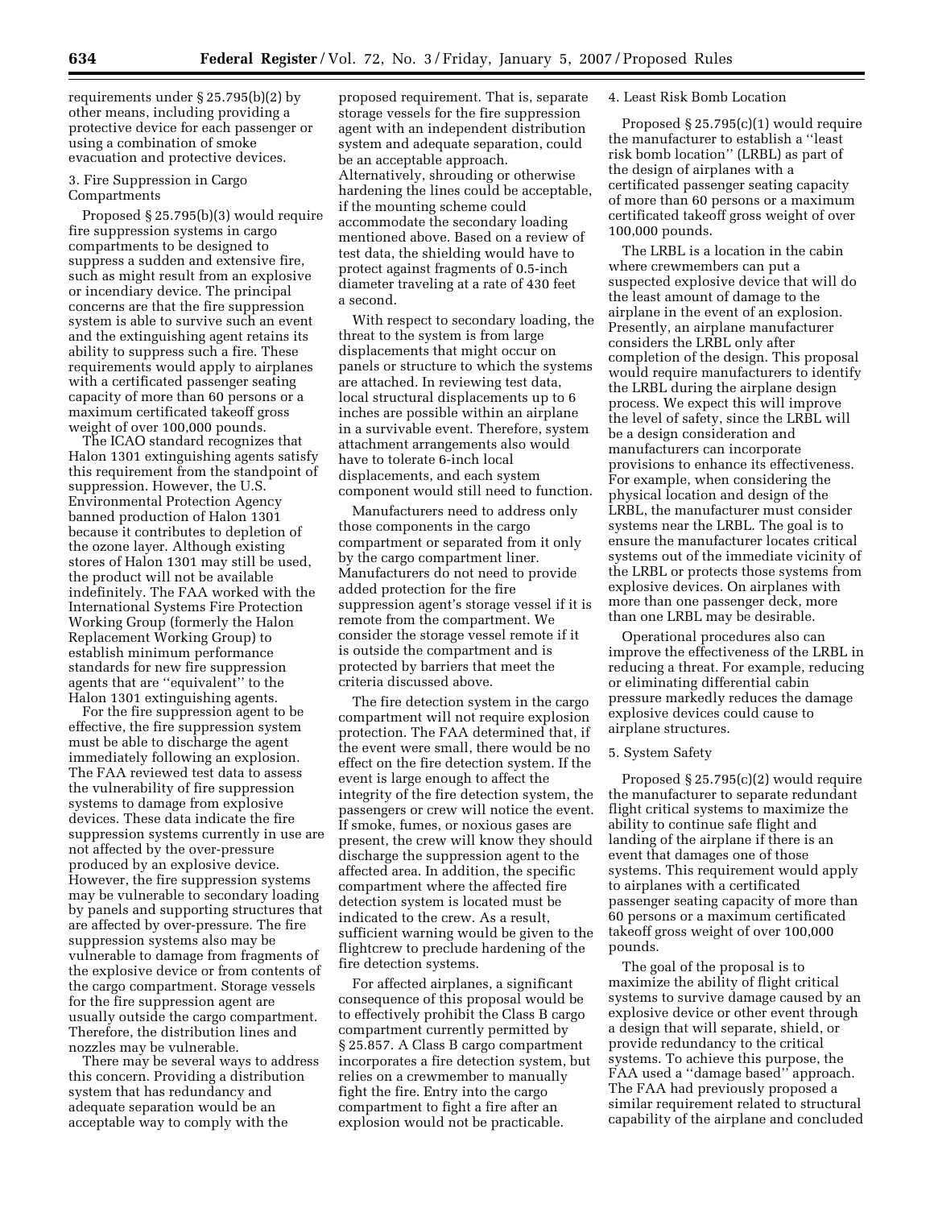requirements under § 25.795(b)(2) by other means, including providing a protective device for each passenger or using a combination of smoke evacuation and protective devices.

3. Fire Suppression in Cargo Compartments

Proposed § 25.795(b)(3) would require fire suppression systems in cargo compartments to be designed to suppress a sudden and extensive fire, such as might result from an explosive or incendiary device. The principal concerns are that the fire suppression system is able to survive such an event and the extinguishing agent retains its ability to suppress such a fire. These requirements would apply to airplanes with a certificated passenger seating capacity of more than 60 persons or a maximum certificated takeoff gross weight of over 100,000 pounds.

The ICAO standard recognizes that Halon 1301 extinguishing agents satisfy this requirement from the standpoint of suppression. However, the U.S. Environmental Protection Agency banned production of Halon 1301 because it contributes to depletion of the ozone layer. Although existing stores of Halon 1301 may still be used, the product will not be available indefinitely. The FAA worked with the International Systems Fire Protection Working Group (formerly the Halon Replacement Working Group) to establish minimum performance standards for new fire suppression agents that are ''equivalent'' to the Halon 1301 extinguishing agents.

For the fire suppression agent to be effective, the fire suppression system must be able to discharge the agent immediately following an explosion. The FAA reviewed test data to assess the vulnerability of fire suppression systems to damage from explosive devices. These data indicate the fire suppression systems currently in use are not affected by the over-pressure produced by an explosive device. However, the fire suppression systems may be vulnerable to secondary loading by panels and supporting structures that are affected by over-pressure. The fire suppression systems also may be vulnerable to damage from fragments of the explosive device or from contents of the cargo compartment. Storage vessels for the fire suppression agent are usually outside the cargo compartment. Therefore, the distribution lines and nozzles may be vulnerable.

There may be several ways to address this concern. Providing a distribution system that has redundancy and adequate separation would be an acceptable way to comply with the proposed requirement. That is, separate storage vessels for the fire suppression agent with an independent distribution system and adequate separation, could be an acceptable approach. Alternatively, shrouding or otherwise hardening the lines could be acceptable, if the mounting scheme could accommodate the secondary loading mentioned above. Based on a review of test data, the shielding would have to protect against fragments of 0.5-inch diameter traveling at a rate of 430 feet a second.

With respect to secondary loading, the threat to the system is from large displacements that might occur on panels or structure to which the systems are attached. In reviewing test data, local structural displacements up to 6 inches are possible within an airplane in a survivable event. Therefore, system attachment arrangements also would have to tolerate 6-inch local displacements, and each system component would still need to function.

Manufacturers need to address only those components in the cargo compartment or separated from it only by the cargo compartment liner. Manufacturers do not need to provide added protection for the fire suppression agent's storage vessel if it is remote from the compartment. We consider the storage vessel remote if it is outside the compartment and is protected by barriers that meet the criteria discussed above.

The fire detection system in the cargo compartment will not require explosion protection. The FAA determined that, if the event were small, there would be no effect on the fire detection system. If the event is large enough to affect the integrity of the fire detection system, the passengers or crew will notice the event. If smoke, fumes, or noxious gases are present, the crew will know they should discharge the suppression agent to the affected area. In addition, the specific compartment where the affected fire detection system is located must be indicated to the crew. As a result, sufficient warning would be given to the flightcrew to preclude hardening of the fire detection systems.

For affected airplanes, a significant consequence of this proposal would be to effectively prohibit the Class B cargo compartment currently permitted by § 25.857. A Class B cargo compartment incorporates a fire detection system, but relies on a crewmember to manually fight the fire. Entry into the cargo compartment to fight a fire after an explosion would not be practicable.

4. Least Risk Bomb Location

Proposed § 25.795(c)(1) would require the manufacturer to establish a ''least risk bomb location'' (LRBL) as part of the design of airplanes with a certificated passenger seating capacity of more than 60 persons or a maximum certificated takeoff gross weight of over 100,000 pounds.

The LRBL is a location in the cabin where crewmembers can put a suspected explosive device that will do the least amount of damage to the airplane in the event of an explosion. Presently, an airplane manufacturer considers the LRBL only after completion of the design. This proposal would require manufacturers to identify the LRBL during the airplane design process. We expect this will improve the level of safety, since the LRBL will be a design consideration and manufacturers can incorporate provisions to enhance its effectiveness. For example, when considering the physical location and design of the LRBL, the manufacturer must consider systems near the LRBL. The goal is to ensure the manufacturer locates critical systems out of the immediate vicinity of the LRBL or protects those systems from explosive devices. On airplanes with more than one passenger deck, more than one LRBL may be desirable.

Operational procedures also can improve the effectiveness of the LRBL in reducing a threat. For example, reducing or eliminating differential cabin pressure markedly reduces the damage explosive devices could cause to airplane structures.

5. System Safety

Proposed § 25.795(c)(2) would require the manufacturer to separate redundant flight critical systems to maximize the ability to continue safe flight and landing of the airplane if there is an event that damages one of those systems. This requirement would apply to airplanes with a certificated passenger seating capacity of more than 60 persons or a maximum certificated takeoff gross weight of over 100,000 pounds.

The goal of the proposal is to maximize the ability of flight critical systems to survive damage caused by an explosive device or other event through a design that will separate, shield, or provide redundancy to the critical systems. To achieve this purpose, the FAA used a ''damage based'' approach. The FAA had previously proposed a similar requirement related to structural capability of the airplane and concluded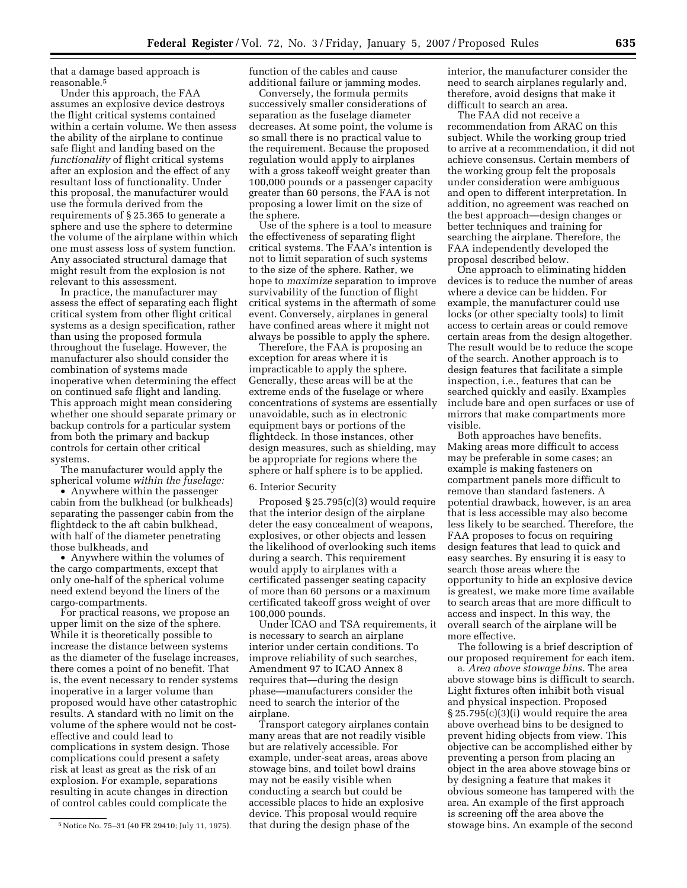that a damage based approach is reasonable.[5]

Under this approach, the FAA assumes an explosive device destroys the flight critical systems contained within a certain volume. We then assess the ability of the airplane to continue safe flight and landing based on the *functionality* of flight critical systems after an explosion and the effect of any resultant loss of functionality. Under this proposal, the manufacturer would use the formula derived from the requirements of § 25.365 to generate a sphere and use the sphere to determine the volume of the airplane within which one must assess loss of system function. Any associated structural damage that might result from the explosion is not relevant to this assessment.

In practice, the manufacturer may assess the effect of separating each flight critical system from other flight critical systems as a design specification, rather than using the proposed formula throughout the fuselage. However, the manufacturer also should consider the combination of systems made inoperative when determining the effect on continued safe flight and landing. This approach might mean considering whether one should separate primary or backup controls for a particular system from both the primary and backup controls for certain other critical systems.

The manufacturer would apply the spherical volume *within the fuselage:*

- Anywhere within the passenger cabin from the bulkhead (or bulkheads) separating the passenger cabin from the flightdeck to the aft cabin bulkhead, with half of the diameter penetrating those bulkheads, and
- Anywhere within the volumes of the cargo compartments, except that only one-half of the spherical volume need extend beyond the liners of the cargo-compartments.

For practical reasons, we propose an upper limit on the size of the sphere. While it is theoretically possible to increase the distance between systems as the diameter of the fuselage increases, there comes a point of no benefit. That is, the event necessary to render systems inoperative in a larger volume than proposed would have other catastrophic results. A standard with no limit on the volume of the sphere would not be cost-effective and could lead to complications in system design. Those complications could present a safety risk at least as great as the risk of an explosion. For example, separations resulting in acute changes in direction of control cables could complicate the function of the cables and cause additional failure or jamming modes.

Conversely, the formula permits successively smaller considerations of separation as the fuselage diameter decreases. At some point, the volume is so small there is no practical value to the requirement. Because the proposed regulation would apply to airplanes with a gross takeoff weight greater than 100,000 pounds or a passenger capacity greater than 60 persons, the FAA is not proposing a lower limit on the size of the sphere.

Use of the sphere is a tool to measure the effectiveness of separating flight critical systems. The FAA's intention is not to limit separation of such systems to the size of the sphere. Rather, we hope to *maximize* separation to improve survivability of the function of flight critical systems in the aftermath of some event. Conversely, airplanes in general have confined areas where it might not always be possible to apply the sphere.

Therefore, the FAA is proposing an exception for areas where it is impracticable to apply the sphere. Generally, these areas will be at the extreme ends of the fuselage or where concentrations of systems are essentially unavoidable, such as in electronic equipment bays or portions of the flightdeck. In those instances, other design measures, such as shielding, may be appropriate for regions where the sphere or half sphere is to be applied.

### 6. Interior Security

Proposed § 25.795(c)(3) would require that the interior design of the airplane deter the easy concealment of weapons, explosives, or other objects and lessen the likelihood of overlooking such items during a search. This requirement would apply to airplanes with a certificated passenger seating capacity of more than 60 persons or a maximum certificated takeoff gross weight of over 100,000 pounds.

Under ICAO and TSA requirements, it is necessary to search an airplane interior under certain conditions. To improve reliability of such searches, Amendment 97 to ICAO Annex 8 requires that—during the design phase—manufacturers consider the need to search the interior of the airplane.

Transport category airplanes contain many areas that are not readily visible but are relatively accessible. For example, under-seat areas, areas above stowage bins, and toilet bowl drains may not be easily visible when conducting a search but could be accessible places to hide an explosive device. This proposal would require that during the design phase of the interior, the manufacturer consider the need to search airplanes regularly and, therefore, avoid designs that make it difficult to search an area.

The FAA did not receive a recommendation from ARAC on this subject. While the working group tried to arrive at a recommendation, it did not achieve consensus. Certain members of the working group felt the proposals under consideration were ambiguous and open to different interpretation. In addition, no agreement was reached on the best approach—design changes or better techniques and training for searching the airplane. Therefore, the FAA independently developed the proposal described below.

One approach to eliminating hidden devices is to reduce the number of areas where a device can be hidden. For example, the manufacturer could use locks (or other specialty tools) to limit access to certain areas or could remove certain areas from the design altogether. The result would be to reduce the scope of the search. Another approach is to design features that facilitate a simple inspection, i.e., features that can be searched quickly and easily. Examples include bare and open surfaces or use of mirrors that make compartments more visible.

Both approaches have benefits. Making areas more difficult to access may be preferable in some cases; an example is making fasteners on compartment panels more difficult to remove than standard fasteners. A potential drawback, however, is an area that is less accessible may also become less likely to be searched. Therefore, the FAA proposes to focus on requiring design features that lead to quick and easy searches. By ensuring it is easy to search those areas where the opportunity to hide an explosive device is greatest, we make more time available to search areas that are more difficult to access and inspect. In this way, the overall search of the airplane will be more effective.

The following is a brief description of our proposed requirement for each item.

a. *Area above stowage bins.* The area above stowage bins is difficult to search. Light fixtures often inhibit both visual and physical inspection. Proposed § 25.795(c)(3)(i) would require the area above overhead bins to be designed to prevent hiding objects from view. This objective can be accomplished either by preventing a person from placing an object in the area above stowage bins or by designing a feature that makes it obvious someone has tampered with the area. An example of the first approach is screening off the area above the stowage bins. An example of the second

[5] Notice No. 75–31 (40 FR 29410; July 11, 1975).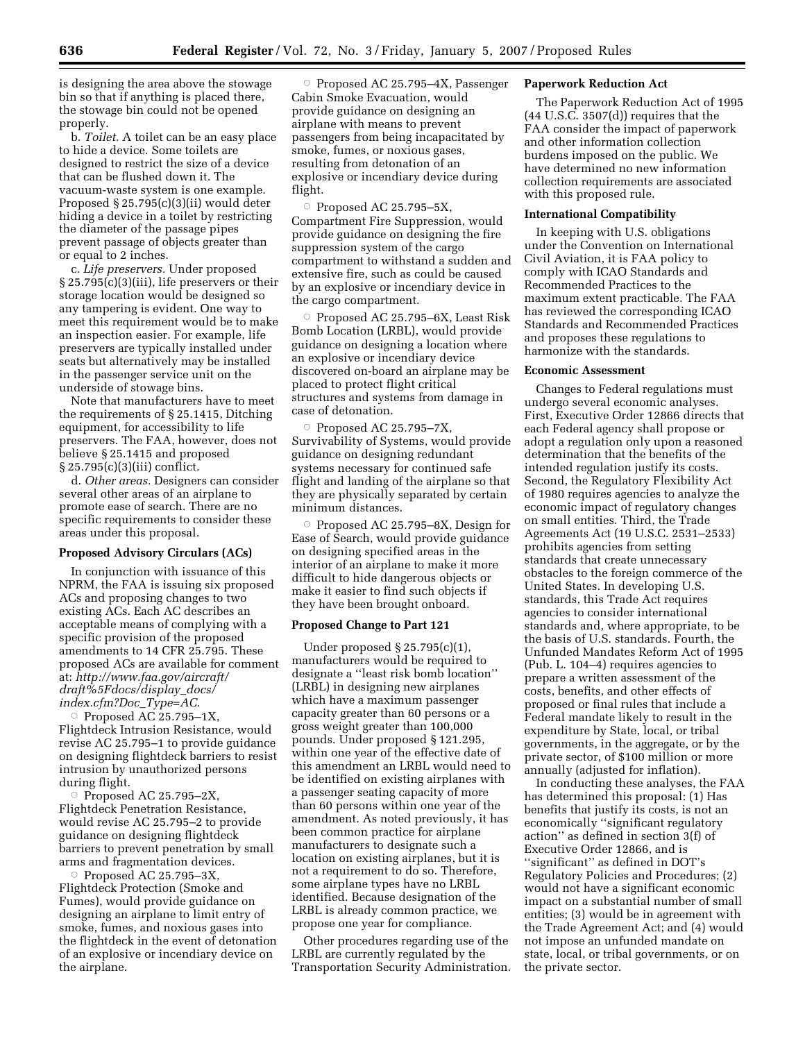is designing the area above the stowage bin so that if anything is placed there, the stowage bin could not be opened properly.

b. *Toilet.* A toilet can be an easy place to hide a device. Some toilets are designed to restrict the size of a device that can be flushed down it. The vacuum-waste system is one example. Proposed § 25.795(c)(3)(ii) would deter hiding a device in a toilet by restricting the diameter of the passage pipes prevent passage of objects greater than or equal to 2 inches.

c. *Life preservers.* Under proposed § 25.795(c)(3)(iii), life preservers or their storage location would be designed so any tampering is evident. One way to meet this requirement would be to make an inspection easier. For example, life preservers are typically installed under seats but alternatively may be installed in the passenger service unit on the underside of stowage bins.

Note that manufacturers have to meet the requirements of § 25.1415, Ditching equipment, for accessibility to life preservers. The FAA, however, does not believe § 25.1415 and proposed § 25.795(c)(3)(iii) conflict.

d. *Other areas.* Designers can consider several other areas of an airplane to promote ease of search. There are no specific requirements to consider these areas under this proposal.

**Proposed Advisory Circulars (ACs)**

In conjunction with issuance of this NPRM, the FAA is issuing six proposed ACs and proposing changes to two existing ACs. Each AC describes an acceptable means of complying with a specific provision of the proposed amendments to 14 CFR 25.795. These proposed ACs are available for comment at: *http://www.faa.gov/aircraft/draft%5Fdocs/display_docs/index.cfm?Doc_Type=AC.*

- Proposed AC 25.795–1X, Flightdeck Intrusion Resistance, would revise AC 25.795–1 to provide guidance on designing flightdeck barriers to resist intrusion by unauthorized persons during flight.
- Proposed AC 25.795–2X, Flightdeck Penetration Resistance, would revise AC 25.795–2 to provide guidance on designing flightdeck barriers to prevent penetration by small arms and fragmentation devices.
- Proposed AC 25.795–3X, Flightdeck Protection (Smoke and Fumes), would provide guidance on designing an airplane to limit entry of smoke, fumes, and noxious gases into the flightdeck in the event of detonation of an explosive or incendiary device on the airplane.
- Proposed AC 25.795–4X, Passenger Cabin Smoke Evacuation, would provide guidance on designing an airplane with means to prevent passengers from being incapacitated by smoke, fumes, or noxious gases, resulting from detonation of an explosive or incendiary device during flight.
- Proposed AC 25.795–5X, Compartment Fire Suppression, would provide guidance on designing the fire suppression system of the cargo compartment to withstand a sudden and extensive fire, such as could be caused by an explosive or incendiary device in the cargo compartment.
- Proposed AC 25.795–6X, Least Risk Bomb Location (LRBL), would provide guidance on designing a location where an explosive or incendiary device discovered on-board an airplane may be placed to protect flight critical structures and systems from damage in case of detonation.
- Proposed AC 25.795–7X, Survivability of Systems, would provide guidance on designing redundant systems necessary for continued safe flight and landing of the airplane so that they are physically separated by certain minimum distances.
- Proposed AC 25.795–8X, Design for Ease of Search, would provide guidance on designing specified areas in the interior of an airplane to make it more difficult to hide dangerous objects or make it easier to find such objects if they have been brought onboard.

**Proposed Change to Part 121**

Under proposed § 25.795(c)(1), manufacturers would be required to designate a "least risk bomb location" (LRBL) in designing new airplanes which have a maximum passenger capacity greater than 60 persons or a gross weight greater than 100,000 pounds. Under proposed § 121.295, within one year of the effective date of this amendment an LRBL would need to be identified on existing airplanes with a passenger seating capacity of more than 60 persons within one year of the amendment. As noted previously, it has been common practice for airplane manufacturers to designate such a location on existing airplanes, but it is not a requirement to do so. Therefore, some airplane types have no LRBL identified. Because designation of the LRBL is already common practice, we propose one year for compliance.

Other procedures regarding use of the LRBL are currently regulated by the Transportation Security Administration.

**Paperwork Reduction Act**

The Paperwork Reduction Act of 1995 (44 U.S.C. 3507(d)) requires that the FAA consider the impact of paperwork and other information collection burdens imposed on the public. We have determined no new information collection requirements are associated with this proposed rule.

**International Compatibility**

In keeping with U.S. obligations under the Convention on International Civil Aviation, it is FAA policy to comply with ICAO Standards and Recommended Practices to the maximum extent practicable. The FAA has reviewed the corresponding ICAO Standards and Recommended Practices and proposes these regulations to harmonize with the standards.

**Economic Assessment**

Changes to Federal regulations must undergo several economic analyses. First, Executive Order 12866 directs that each Federal agency shall propose or adopt a regulation only upon a reasoned determination that the benefits of the intended regulation justify its costs. Second, the Regulatory Flexibility Act of 1980 requires agencies to analyze the economic impact of regulatory changes on small entities. Third, the Trade Agreements Act (19 U.S.C. 2531–2533) prohibits agencies from setting standards that create unnecessary obstacles to the foreign commerce of the United States. In developing U.S. standards, this Trade Act requires agencies to consider international standards and, where appropriate, to be the basis of U.S. standards. Fourth, the Unfunded Mandates Reform Act of 1995 (Pub. L. 104–4) requires agencies to prepare a written assessment of the costs, benefits, and other effects of proposed or final rules that include a Federal mandate likely to result in the expenditure by State, local, or tribal governments, in the aggregate, or by the private sector, of $100 million or more annually (adjusted for inflation).

In conducting these analyses, the FAA has determined this proposal: (1) Has benefits that justify its costs, is not an economically "significant regulatory action" as defined in section 3(f) of Executive Order 12866, and is "significant" as defined in DOT's Regulatory Policies and Procedures; (2) would not have a significant economic impact on a substantial number of small entities; (3) would be in agreement with the Trade Agreement Act; and (4) would not impose an unfunded mandate on state, local, or tribal governments, or on the private sector.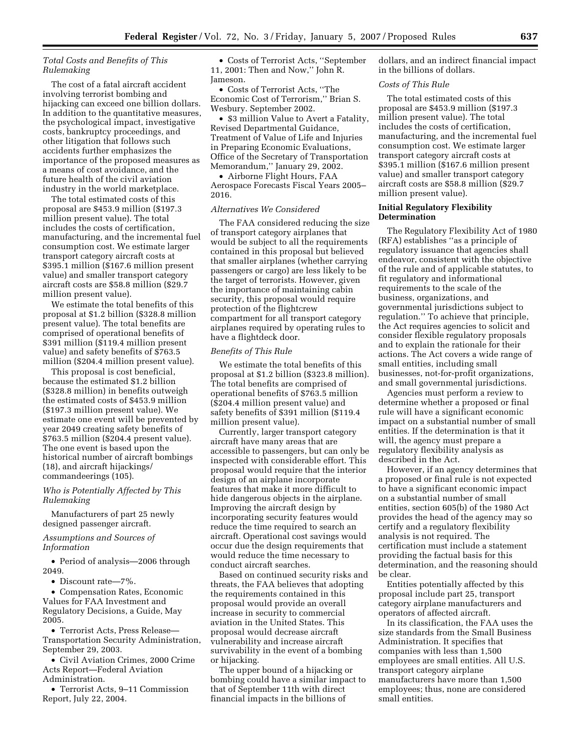*Total Costs and Benefits of This Rulemaking*

The cost of a fatal aircraft accident involving terrorist bombing and hijacking can exceed one billion dollars. In addition to the quantitative measures, the psychological impact, investigative costs, bankruptcy proceedings, and other litigation that follows such accidents further emphasizes the importance of the proposed measures as a means of cost avoidance, and the future health of the civil aviation industry in the world marketplace.

The total estimated costs of this proposal are $453.9 million ($197.3 million present value). The total includes the costs of certification, manufacturing, and the incremental fuel consumption cost. We estimate larger transport category aircraft costs at $395.1 million ($167.6 million present value) and smaller transport category aircraft costs are $58.8 million ($29.7 million present value).

We estimate the total benefits of this proposal at $1.2 billion ($328.8 million present value). The total benefits are comprised of operational benefits of $391 million ($119.4 million present value) and safety benefits of $763.5 million ($204.4 million present value).

This proposal is cost beneficial, because the estimated $1.2 billion ($328.8 million) in benefits outweigh the estimated costs of $453.9 million ($197.3 million present value). We estimate one event will be prevented by year 2049 creating safety benefits of $763.5 million ($204.4 present value). The one event is based upon the historical number of aircraft bombings (18), and aircraft hijackings/commandeerings (105).

*Who is Potentially Affected by This Rulemaking*

Manufacturers of part 25 newly designed passenger aircraft.

*Assumptions and Sources of Information*

- Period of analysis—2006 through 2049.
- Discount rate—7%.
- Compensation Rates, Economic Values for FAA Investment and Regulatory Decisions, a Guide, May 2005.
- Terrorist Acts, Press Release—Transportation Security Administration, September 29, 2003.
- Civil Aviation Crimes, 2000 Crime Acts Report—Federal Aviation Administration.
- Terrorist Acts, 9–11 Commission Report, July 22, 2004.
- Costs of Terrorist Acts, ''September 11, 2001: Then and Now,'' John R. Jameson.
- Costs of Terrorist Acts, ''The Economic Cost of Terrorism,'' Brian S. Wesbury. September 2002.
- $3 million Value to Avert a Fatality, Revised Departmental Guidance, Treatment of Value of Life and Injuries in Preparing Economic Evaluations, Office of the Secretary of Transportation Memorandum,'' January 29, 2002.
- Airborne Flight Hours, FAA Aerospace Forecasts Fiscal Years 2005–2016.

*Alternatives We Considered*

The FAA considered reducing the size of transport category airplanes that would be subject to all the requirements contained in this proposal but believed that smaller airplanes (whether carrying passengers or cargo) are less likely to be the target of terrorists. However, given the importance of maintaining cabin security, this proposal would require protection of the flightcrew compartment for all transport category airplanes required by operating rules to have a flightdeck door.

*Benefits of This Rule*

We estimate the total benefits of this proposal at $1.2 billion ($323.8 million). The total benefits are comprised of operational benefits of $763.5 million ($204.4 million present value) and safety benefits of $391 million ($119.4 million present value).

Currently, larger transport category aircraft have many areas that are accessible to passengers, but can only be inspected with considerable effort. This proposal would require that the interior design of an airplane incorporate features that make it more difficult to hide dangerous objects in the airplane. Improving the aircraft design by incorporating security features would reduce the time required to search an aircraft. Operational cost savings would occur due the design requirements that would reduce the time necessary to conduct aircraft searches.

Based on continued security risks and threats, the FAA believes that adopting the requirements contained in this proposal would provide an overall increase in security to commercial aviation in the United States. This proposal would decrease aircraft vulnerability and increase aircraft survivability in the event of a bombing or hijacking.

The upper bound of a hijacking or bombing could have a similar impact to that of September 11th with direct financial impacts in the billions of dollars, and an indirect financial impact in the billions of dollars.

*Costs of This Rule*

The total estimated costs of this proposal are $453.9 million ($197.3 million present value). The total includes the costs of certification, manufacturing, and the incremental fuel consumption cost. We estimate larger transport category aircraft costs at $395.1 million ($167.6 million present value) and smaller transport category aircraft costs are $58.8 million ($29.7 million present value).

**Initial Regulatory Flexibility Determination**

The Regulatory Flexibility Act of 1980 (RFA) establishes ''as a principle of regulatory issuance that agencies shall endeavor, consistent with the objective of the rule and of applicable statutes, to fit regulatory and informational requirements to the scale of the business, organizations, and governmental jurisdictions subject to regulation.'' To achieve that principle, the Act requires agencies to solicit and consider flexible regulatory proposals and to explain the rationale for their actions. The Act covers a wide range of small entities, including small businesses, not-for-profit organizations, and small governmental jurisdictions.

Agencies must perform a review to determine whether a proposed or final rule will have a significant economic impact on a substantial number of small entities. If the determination is that it will, the agency must prepare a regulatory flexibility analysis as described in the Act.

However, if an agency determines that a proposed or final rule is not expected to have a significant economic impact on a substantial number of small entities, section 605(b) of the 1980 Act provides the head of the agency may so certify and a regulatory flexibility analysis is not required. The certification must include a statement providing the factual basis for this determination, and the reasoning should be clear.

Entities potentially affected by this proposal include part 25, transport category airplane manufacturers and operators of affected aircraft.

In its classification, the FAA uses the size standards from the Small Business Administration. It specifies that companies with less than 1,500 employees are small entities. All U.S. transport category airplane manufacturers have more than 1,500 employees; thus, none are considered small entities.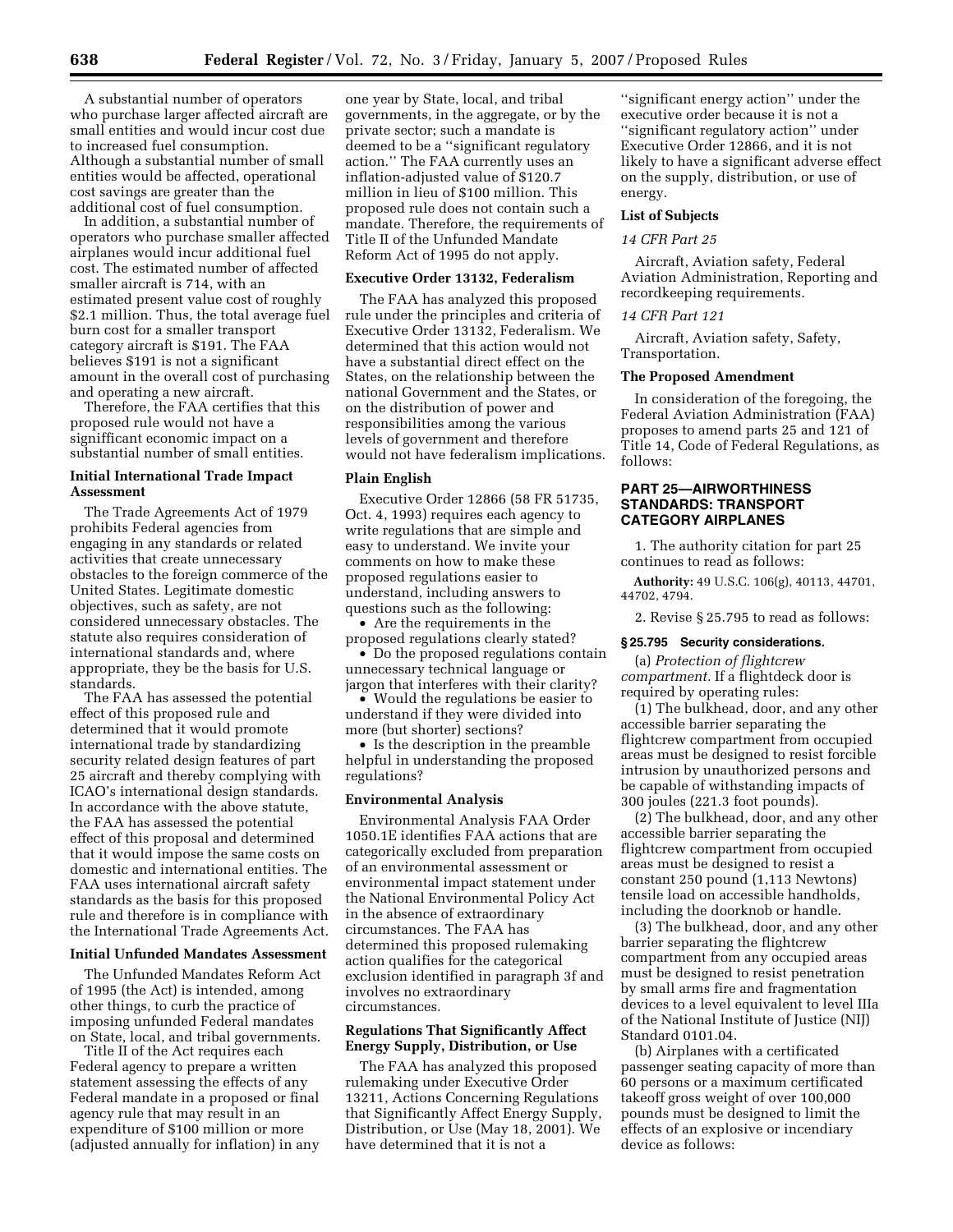A substantial number of operators who purchase larger affected aircraft are small entities and would incur cost due to increased fuel consumption. Although a substantial number of small entities would be affected, operational cost savings are greater than the additional cost of fuel consumption.

In addition, a substantial number of operators who purchase smaller affected airplanes would incur additional fuel cost. The estimated number of affected smaller aircraft is 714, with an estimated present value cost of roughly $2.1 million. Thus, the total average fuel burn cost for a smaller transport category aircraft is $191. The FAA believes $191 is not a significant amount in the overall cost of purchasing and operating a new aircraft.

Therefore, the FAA certifies that this proposed rule would not have a signifficant economic impact on a substantial number of small entities.

### Initial International Trade Impact Assessment

The Trade Agreements Act of 1979 prohibits Federal agencies from engaging in any standards or related activities that create unnecessary obstacles to the foreign commerce of the United States. Legitimate domestic objectives, such as safety, are not considered unnecessary obstacles. The statute also requires consideration of international standards and, where appropriate, they be the basis for U.S. standards.

The FAA has assessed the potential effect of this proposed rule and determined that it would promote international trade by standardizing security related design features of part 25 aircraft and thereby complying with ICAO's international design standards. In accordance with the above statute, the FAA has assessed the potential effect of this proposal and determined that it would impose the same costs on domestic and international entities. The FAA uses international aircraft safety standards as the basis for this proposed rule and therefore is in compliance with the International Trade Agreements Act.

### Initial Unfunded Mandates Assessment

The Unfunded Mandates Reform Act of 1995 (the Act) is intended, among other things, to curb the practice of imposing unfunded Federal mandates on State, local, and tribal governments.

Title II of the Act requires each Federal agency to prepare a written statement assessing the effects of any Federal mandate in a proposed or final agency rule that may result in an expenditure of $100 million or more (adjusted annually for inflation) in any one year by State, local, and tribal governments, in the aggregate, or by the private sector; such a mandate is deemed to be a "significant regulatory action." The FAA currently uses an inflation-adjusted value of $120.7 million in lieu of $100 million. This proposed rule does not contain such a mandate. Therefore, the requirements of Title II of the Unfunded Mandate Reform Act of 1995 do not apply.

### Executive Order 13132, Federalism

The FAA has analyzed this proposed rule under the principles and criteria of Executive Order 13132, Federalism. We determined that this action would not have a substantial direct effect on the States, on the relationship between the national Government and the States, or on the distribution of power and responsibilities among the various levels of government and therefore would not have federalism implications.

### Plain English

Executive Order 12866 (58 FR 51735, Oct. 4, 1993) requires each agency to write regulations that are simple and easy to understand. We invite your comments on how to make these proposed regulations easier to understand, including answers to questions such as the following:

- Are the requirements in the proposed regulations clearly stated?
- Do the proposed regulations contain unnecessary technical language or jargon that interferes with their clarity?
- Would the regulations be easier to understand if they were divided into more (but shorter) sections?
- Is the description in the preamble helpful in understanding the proposed regulations?

### Environmental Analysis

Environmental Analysis FAA Order 1050.1E identifies FAA actions that are categorically excluded from preparation of an environmental assessment or environmental impact statement under the National Environmental Policy Act in the absence of extraordinary circumstances. The FAA has determined this proposed rulemaking action qualifies for the categorical exclusion identified in paragraph 3f and involves no extraordinary circumstances.

### Regulations That Significantly Affect Energy Supply, Distribution, or Use

The FAA has analyzed this proposed rulemaking under Executive Order 13211, Actions Concerning Regulations that Significantly Affect Energy Supply, Distribution, or Use (May 18, 2001). We have determined that it is not a "significant energy action" under the executive order because it is not a "significant regulatory action" under Executive Order 12866, and it is not likely to have a significant adverse effect on the supply, distribution, or use of energy.

### List of Subjects

*14 CFR Part 25*

Aircraft, Aviation safety, Federal Aviation Administration, Reporting and recordkeeping requirements.

*14 CFR Part 121*

Aircraft, Aviation safety, Safety, Transportation.

### The Proposed Amendment

In consideration of the foregoing, the Federal Aviation Administration (FAA) proposes to amend parts 25 and 121 of Title 14, Code of Federal Regulations, as follows:

## PART 25—AIRWORTHINESS STANDARDS: TRANSPORT CATEGORY AIRPLANES

1. The authority citation for part 25 continues to read as follows:

**Authority:** 49 U.S.C. 106(g), 40113, 44701, 44702, 4794.

2. Revise § 25.795 to read as follows:

**§ 25.795 Security considerations.**

(a) *Protection of flightcrew compartment.* If a flightdeck door is required by operating rules:

(1) The bulkhead, door, and any other accessible barrier separating the flightcrew compartment from occupied areas must be designed to resist forcible intrusion by unauthorized persons and be capable of withstanding impacts of 300 joules (221.3 foot pounds).

(2) The bulkhead, door, and any other accessible barrier separating the flightcrew compartment from occupied areas must be designed to resist a constant 250 pound (1,113 Newtons) tensile load on accessible handholds, including the doorknob or handle.

(3) The bulkhead, door, and any other barrier separating the flightcrew compartment from any occupied areas must be designed to resist penetration by small arms fire and fragmentation devices to a level equivalent to level IIIa of the National Institute of Justice (NIJ) Standard 0101.04.

(b) Airplanes with a certificated passenger seating capacity of more than 60 persons or a maximum certificated takeoff gross weight of over 100,000 pounds must be designed to limit the effects of an explosive or incendiary device as follows: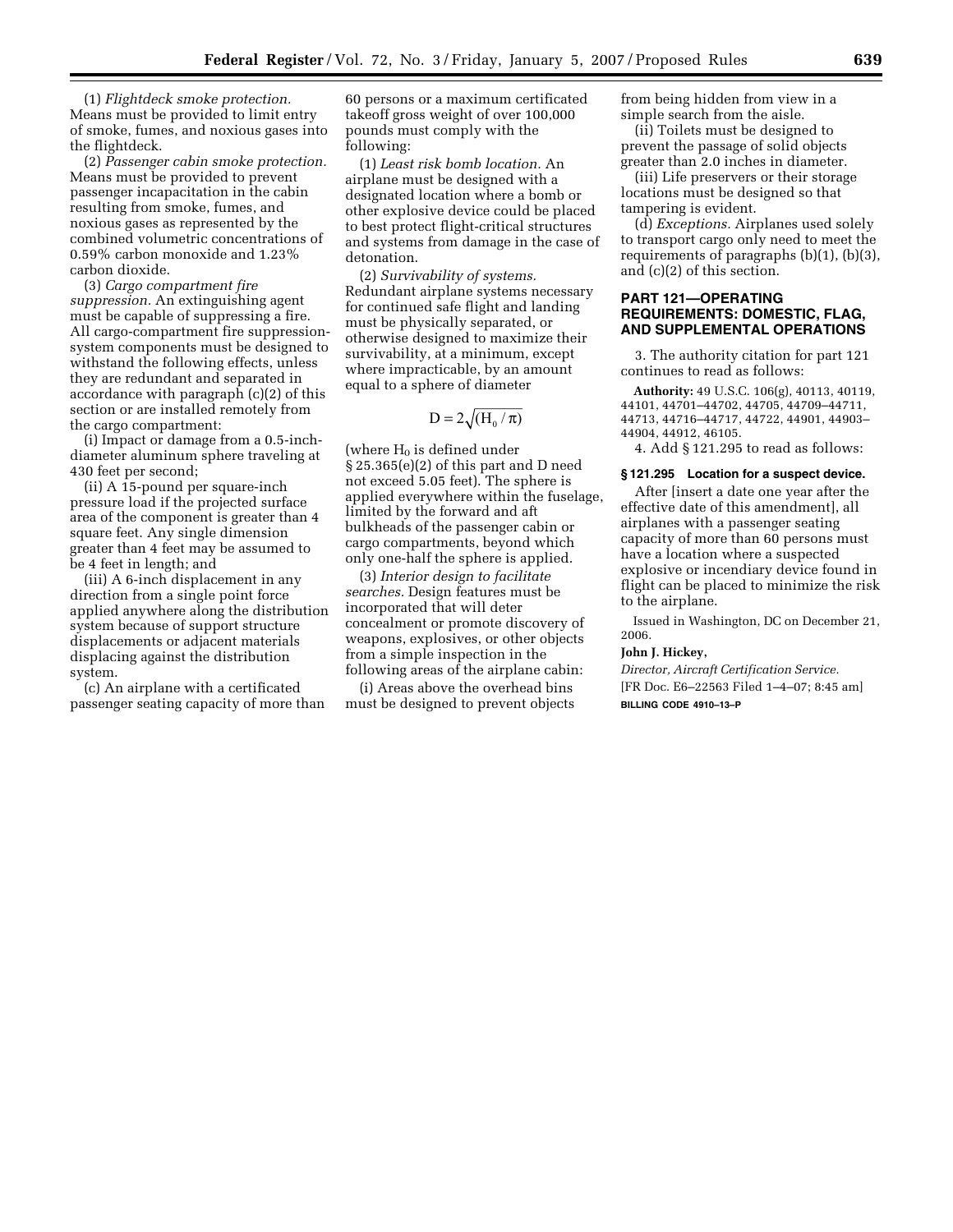(1) *Flightdeck smoke protection.* Means must be provided to limit entry of smoke, fumes, and noxious gases into the flightdeck.

(2) *Passenger cabin smoke protection.* Means must be provided to prevent passenger incapacitation in the cabin resulting from smoke, fumes, and noxious gases as represented by the combined volumetric concentrations of 0.59% carbon monoxide and 1.23% carbon dioxide.

(3) *Cargo compartment fire suppression.* An extinguishing agent must be capable of suppressing a fire. All cargo-compartment fire suppression-system components must be designed to withstand the following effects, unless they are redundant and separated in accordance with paragraph (c)(2) of this section or are installed remotely from the cargo compartment:

(i) Impact or damage from a 0.5-inch-diameter aluminum sphere traveling at 430 feet per second;

(ii) A 15-pound per square-inch pressure load if the projected surface area of the component is greater than 4 square feet. Any single dimension greater than 4 feet may be assumed to be 4 feet in length; and

(iii) A 6-inch displacement in any direction from a single point force applied anywhere along the distribution system because of support structure displacements or adjacent materials displacing against the distribution system.

(c) An airplane with a certificated passenger seating capacity of more than 60 persons or a maximum certificated takeoff gross weight of over 100,000 pounds must comply with the following:

(1) *Least risk bomb location.* An airplane must be designed with a designated location where a bomb or other explosive device could be placed to best protect flight-critical structures and systems from damage in the case of detonation.

(2) *Survivability of systems.* Redundant airplane systems necessary for continued safe flight and landing must be physically separated, or otherwise designed to maximize their survivability, at a minimum, except where impracticable, by an amount equal to a sphere of diameter

$$D = 2\sqrt{(H_0 / \pi)}$$

(where $H_0$ is defined under § 25.365(e)(2) of this part and D need not exceed 5.05 feet). The sphere is applied everywhere within the fuselage, limited by the forward and aft bulkheads of the passenger cabin or cargo compartments, beyond which only one-half the sphere is applied.

(3) *Interior design to facilitate searches.* Design features must be incorporated that will deter concealment or promote discovery of weapons, explosives, or other objects from a simple inspection in the following areas of the airplane cabin:

(i) Areas above the overhead bins must be designed to prevent objects from being hidden from view in a simple search from the aisle.

(ii) Toilets must be designed to prevent the passage of solid objects greater than 2.0 inches in diameter.

(iii) Life preservers or their storage locations must be designed so that tampering is evident.

(d) *Exceptions.* Airplanes used solely to transport cargo only need to meet the requirements of paragraphs (b)(1), (b)(3), and (c)(2) of this section.

## PART 121—OPERATING REQUIREMENTS: DOMESTIC, FLAG, AND SUPPLEMENTAL OPERATIONS

3. The authority citation for part 121 continues to read as follows:

**Authority:** 49 U.S.C. 106(g), 40113, 40119, 44101, 44701–44702, 44705, 44709–44711, 44713, 44716–44717, 44722, 44901, 44903–44904, 44912, 46105.

4. Add § 121.295 to read as follows:

**§ 121.295 Location for a suspect device.**

After [insert a date one year after the effective date of this amendment], all airplanes with a passenger seating capacity of more than 60 persons must have a location where a suspected explosive or incendiary device found in flight can be placed to minimize the risk to the airplane.

Issued in Washington, DC on December 21, 2006.

**John J. Hickey,**

*Director, Aircraft Certification Service.*

[FR Doc. E6–22563 Filed 1–4–07; 8:45 am]

**BILLING CODE 4910–13–P**